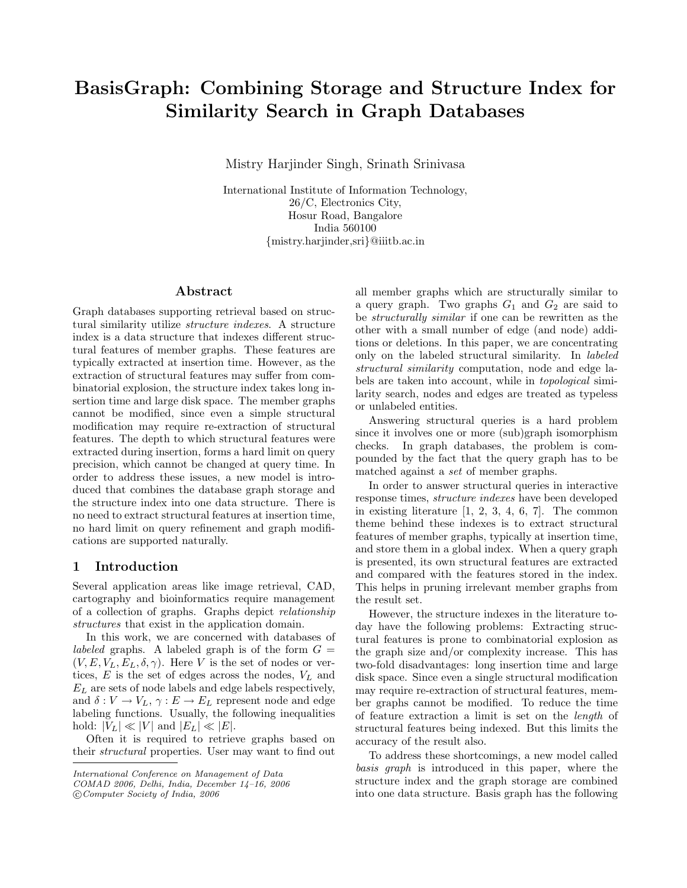# BasisGraph: Combining Storage and Structure Index for Similarity Search in Graph Databases

Mistry Harjinder Singh, Srinath Srinivasa

International Institute of Information Technology,
26/C, Electronics City,
Hosur Road, Bangalore
India 560100
{mistry.harjinder,sri}@iiitb.ac.in

## Abstract

Graph databases supporting retrieval based on structural similarity utilize *structure indexes*. A structure index is a data structure that indexes different structural features of member graphs. These features are typically extracted at insertion time. However, as the extraction of structural features may suffer from combinatorial explosion, the structure index takes long insertion time and large disk space. The member graphs cannot be modified, since even a simple structural modification may require re-extraction of structural features. The depth to which structural features were extracted during insertion, forms a hard limit on query precision, which cannot be changed at query time. In order to address these issues, a new model is introduced that combines the database graph storage and the structure index into one data structure. There is no need to extract structural features at insertion time, no hard limit on query refinement and graph modifications are supported naturally.

## 1 Introduction

Several application areas like image retrieval, CAD, cartography and bioinformatics require management of a collection of graphs. Graphs depict *relationship structures* that exist in the application domain.

In this work, we are concerned with databases of *labeled* graphs. A labeled graph is of the form $G = (V, E, V_L, E_L, \delta, \gamma)$. Here $V$ is the set of nodes or vertices, $E$ is the set of edges across the nodes, $V_L$ and $E_L$ are sets of node labels and edge labels respectively, and $\delta : V \rightarrow V_L$, $\gamma : E \rightarrow E_L$ represent node and edge labeling functions. Usually, the following inequalities hold: $|V_L| \ll |V|$ and $|E_L| \ll |E|$.

Often it is required to retrieve graphs based on their *structural* properties. User may want to find out all member graphs which are structurally similar to a query graph. Two graphs $G_1$ and $G_2$ are said to be *structurally similar* if one can be rewritten as the other with a small number of edge (and node) additions or deletions. In this paper, we are concentrating only on the labeled structural similarity. In *labeled structural similarity* computation, node and edge labels are taken into account, while in *topological* similarity search, nodes and edges are treated as typeless or unlabeled entities.

Answering structural queries is a hard problem since it involves one or more (sub)graph isomorphism checks. In graph databases, the problem is compounded by the fact that the query graph has to be matched against a *set* of member graphs.

In order to answer structural queries in interactive response times, *structure indexes* have been developed in existing literature [1, 2, 3, 4, 6, 7]. The common theme behind these indexes is to extract structural features of member graphs, typically at insertion time, and store them in a global index. When a query graph is presented, its own structural features are extracted and compared with the features stored in the index. This helps in pruning irrelevant member graphs from the result set.

However, the structure indexes in the literature today have the following problems: Extracting structural features is prone to combinatorial explosion as the graph size and/or complexity increase. This has two-fold disadvantages: long insertion time and large disk space. Since even a single structural modification may require re-extraction of structural features, member graphs cannot be modified. To reduce the time of feature extraction a limit is set on the *length* of structural features being indexed. But this limits the accuracy of the result also.

To address these shortcomings, a new model called *basis graph* is introduced in this paper, where the structure index and the graph storage are combined into one data structure. Basis graph has the following

---

*International Conference on Management of Data*
*COMAD 2006, Delhi, India, December 14–16, 2006*
*©Computer Society of India, 2006*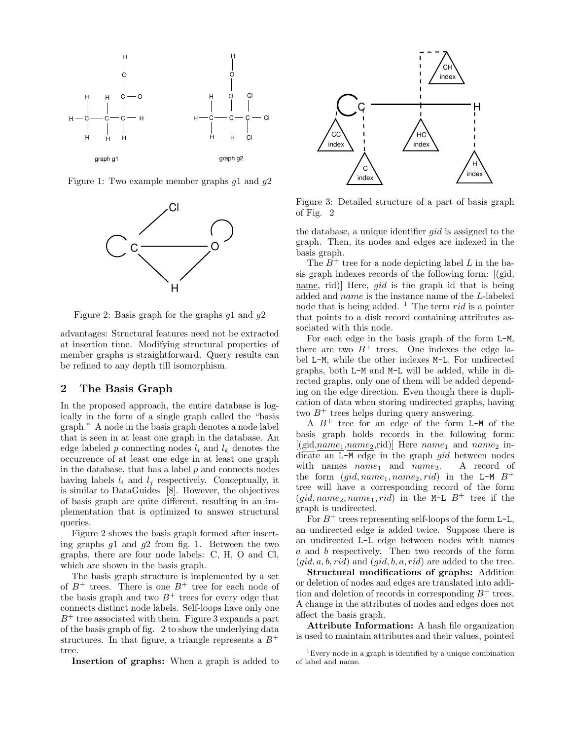Figure 1: Two example member graphs $g1$ and $g2$

Figure 2: Basis graph for the graphs $g1$ and $g2$

advantages: Structural features need not be extracted at insertion time. Modifying structural properties of member graphs is straightforward. Query results can be refined to any depth till isomorphism.

## 2 The Basis Graph

In the proposed approach, the entire database is logically in the form of a single graph called the "basis graph." A node in the basis graph denotes a node label that is seen in at least one graph in the database. An edge labeled $p$ connecting nodes $l_i$ and $l_k$ denotes the occurrence of at least one edge in at least one graph in the database, that has a label $p$ and connects nodes having labels $l_i$ and $l_j$ respectively. Conceptually, it is similar to DataGuides [8]. However, the objectives of basis graph are quite different, resulting in an implementation that is optimized to answer structural queries.

Figure 2 shows the basis graph formed after inserting graphs $g1$ and $g2$ from fig. 1. Between the two graphs, there are four node labels: C, H, O and Cl, which are shown in the basis graph.

The basis graph structure is implemented by a set of $B^+$ trees. There is one $B^+$ tree for each node of the basis graph and two $B^+$ trees for every edge that connects distinct node labels. Self-loops have only one $B^+$ tree associated with them. Figure 3 expands a part of the basis graph of fig. 2 to show the underlying data structures. In that figure, a triangle represents a $B^+$ tree.

**Insertion of graphs:** When a graph is added to the database, a unique identifier *gid* is assigned to the graph. Then, its nodes and edges are indexed in the basis graph.

Figure 3: Detailed structure of a part of basis graph of Fig. 2

The $B^+$ tree for a node depicting label $L$ in the basis graph indexes records of the following form: [(gid, name, rid)] Here, *gid* is the graph id that is being added and *name* is the instance name of the $L$-labeled node that is being added. [1] The term *rid* is a pointer that points to a disk record containing attributes associated with this node.

For each edge in the basis graph of the form `L-M`, there are two $B^+$ trees. One indexes the edge label `L-M`, while the other indexes `M-L`. For undirected graphs, both `L-M` and `M-L` will be added, while in directed graphs, only one of them will be added depending on the edge direction. Even though there is duplication of data when storing undirected graphs, having two $B^+$ trees helps during query answering.

A $B^+$ tree for an edge of the form `L-M` of the basis graph holds records in the following form: [(gid,$name_1$,$name_2$,rid)] Here $name_1$ and $name_2$ indicate an `L-M` edge in the graph *gid* between nodes with names $name_1$ and $name_2$. A record of the form $(gid, name_1, name_2, rid)$ in the `L-M` $B^+$ tree will have a corresponding record of the form $(gid, name_2, name_1, rid)$ in the `M-L` $B^+$ tree if the graph is undirected.

For $B^+$ trees representing self-loops of the form `L-L`, an undirected edge is added twice. Suppose there is an undirected `L-L` edge between nodes with names $a$ and $b$ respectively. Then two records of the form $(gid, a, b, rid)$ and $(gid, b, a, rid)$ are added to the tree.

**Structural modifications of graphs:** Addition or deletion of nodes and edges are translated into addition and deletion of records in corresponding $B^+$ trees. A change in the attributes of nodes and edges does not affect the basis graph.

**Attribute Information:** A hash file organization is used to maintain attributes and their values, pointed

[1] Every node in a graph is identified by a unique combination of label and name.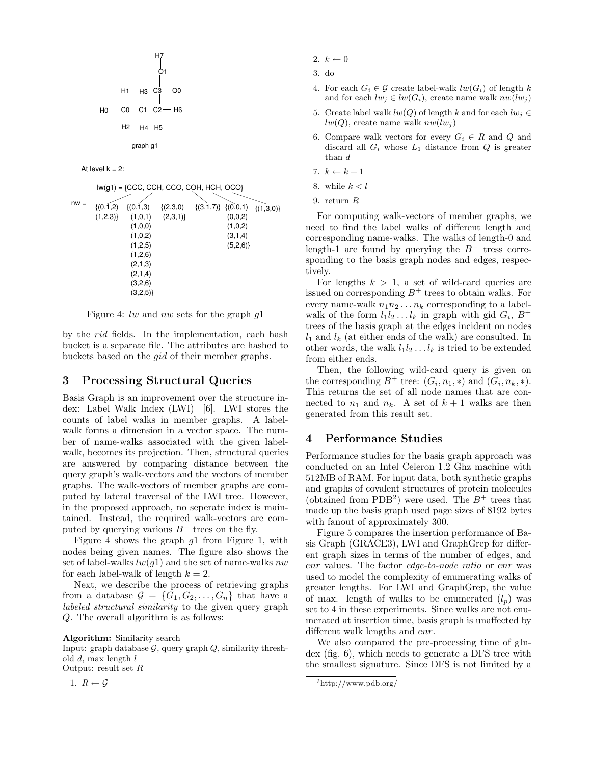Figure 4: $lw$ and $nw$ sets for the graph $g1$

by the *rid* fields. In the implementation, each hash bucket is a separate file. The attributes are hashed to buckets based on the *gid* of their member graphs.

## 3 Processing Structural Queries

Basis Graph is an improvement over the structure index: Label Walk Index (LWI) [6]. LWI stores the counts of label walks in member graphs. A label-walk forms a dimension in a vector space. The number of name-walks associated with the given label-walk, becomes its projection. Then, structural queries are answered by comparing distance between the query graph's walk-vectors and the vectors of member graphs. The walk-vectors of member graphs are computed by lateral traversal of the LWI tree. However, in the proposed approach, no seperate index is maintained. Instead, the required walk-vectors are computed by querying various $B^+$ trees on the fly.

Figure 4 shows the graph $g1$ from Figure 1, with nodes being given names. The figure also shows the set of label-walks $lw(g1)$ and the set of name-walks $nw$ for each label-walk of length $k = 2$.

Next, we describe the process of retrieving graphs from a database $\mathcal{G} = \{G_1, G_2, \ldots, G_n\}$ that have a *labeled structural similarity* to the given query graph $Q$. The overall algorithm is as follows:

**Algorithm:** Similarity search
Input: graph database $\mathcal{G}$, query graph $Q$, similarity threshold $d$, max length $l$
Output: result set $R$

1. $R \leftarrow \mathcal{G}$
2. $k \leftarrow 0$
3. do
4. For each $G_i \in \mathcal{G}$ create label-walk $lw(G_i)$ of length $k$ and for each $lw_j \in lw(G_i)$, create name walk $nw(lw_j)$
5. Create label walk $lw(Q)$ of length $k$ and for each $lw_j \in lw(Q)$, create name walk $nw(lw_j)$
6. Compare walk vectors for every $G_i \in R$ and $Q$ and discard all $G_i$ whose $L_1$ distance from $Q$ is greater than $d$
7. $k \leftarrow k + 1$
8. while $k < l$
9. return $R$

For computing walk-vectors of member graphs, we need to find the label walks of different length and corresponding name-walks. The walks of length-0 and length-1 are found by querying the $B^+$ tress corresponding to the basis graph nodes and edges, respectively.

For lengths $k > 1$, a set of wild-card queries are issued on corresponding $B^+$ trees to obtain walks. For every name-walk $n_1 n_2 \ldots n_k$ corresponding to a label-walk of the form $l_1 l_2 \ldots l_k$ in graph with gid $G_i$, $B^+$ trees of the basis graph at the edges incident on nodes $l_1$ and $l_k$ (at either ends of the walk) are consulted. In other words, the walk $l_1 l_2 \ldots l_k$ is tried to be extended from either ends.

Then, the following wild-card query is given on the corresponding $B^+$ tree: $(G_i, n_1, *)$ and $(G_i, n_k, *)$. This returns the set of all node names that are connected to $n_1$ and $n_k$. A set of $k+1$ walks are then generated from this result set.

## 4 Performance Studies

Performance studies for the basis graph approach was conducted on an Intel Celeron 1.2 Ghz machine with 512MB of RAM. For input data, both synthetic graphs and graphs of covalent structures of protein molecules (obtained from PDB[2]) were used. The $B^+$ trees that made up the basis graph used page sizes of 8192 bytes with fanout of approximately 300.

Figure 5 compares the insertion performance of Basis Graph (GRACE3), LWI and GraphGrep for different graph sizes in terms of the number of edges, and *enr* values. The factor *edge-to-node ratio* or *enr* was used to model the complexity of enumerating walks of greater lengths. For LWI and GraphGrep, the value of max. length of walks to be enumerated ($l_p$) was set to 4 in these experiments. Since walks are not enumerated at insertion time, basis graph is unaffected by different walk lengths and *enr*.

We also compared the pre-processing time of gIndex (fig. 6), which needs to generate a DFS tree with the smallest signature. Since DFS is not limited by a

[2] http://www.pdb.org/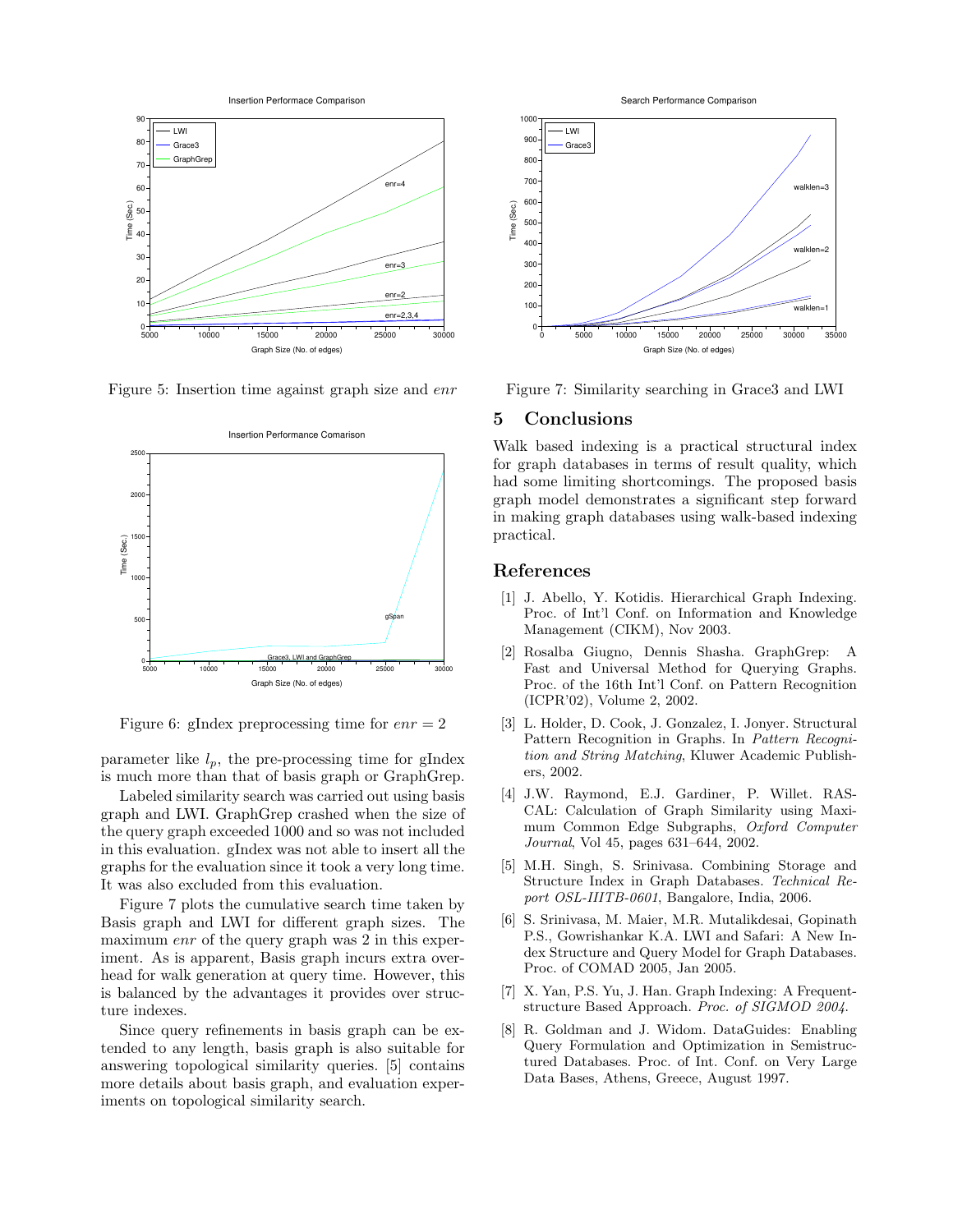Insertion Performace Comparison

Time (Sec.)

Graph Size (No. of edges)

LWI
Grace3
GraphGrep

enr=4
enr=3
enr=2
enr=2,3,4

0, 10, 20, 30, 40, 50, 60, 70, 80, 90

5000, 10000, 15000, 20000, 25000, 30000

Figure 5: Insertion time against graph size and *enr*

Insertion Performance Comarison

Time (Sec.)

Graph Size (No. of edges)

gSpan

Grace3, LWI and GraphGrep

0, 500, 1000, 1500, 2000, 2500

5000, 10000, 15000, 20000, 25000, 30000

Figure 6: gIndex preprocessing time for $enr = 2$

parameter like $l_p$, the pre-processing time for gIndex is much more than that of basis graph or GraphGrep.

Labeled similarity search was carried out using basis graph and LWI. GraphGrep crashed when the size of the query graph exceeded 1000 and so was not included in this evaluation. gIndex was not able to insert all the graphs for the evaluation since it took a very long time. It was also excluded from this evaluation.

Figure 7 plots the cumulative search time taken by Basis graph and LWI for different graph sizes. The maximum *enr* of the query graph was 2 in this experiment. As is apparent, Basis graph incurs extra overhead for walk generation at query time. However, this is balanced by the advantages it provides over structure indexes.

Since query refinements in basis graph can be extended to any length, basis graph is also suitable for answering topological similarity queries. [5] contains more details about basis graph, and evaluation experiments on topological similarity search.

Search Performance Comparison

Time (Sec.)

Graph Size (No. of edges)

LWI
Grace3

walklen=3
walklen=2
walklen=1

0, 100, 200, 300, 400, 500, 600, 700, 800, 900, 1000

0, 5000, 10000, 15000, 20000, 25000, 30000, 35000

Figure 7: Similarity searching in Grace3 and LWI

## 5 Conclusions

Walk based indexing is a practical structural index for graph databases in terms of result quality, which had some limiting shortcomings. The proposed basis graph model demonstrates a significant step forward in making graph databases using walk-based indexing practical.

## References

[1] J. Abello, Y. Kotidis. Hierarchical Graph Indexing. Proc. of Int'l Conf. on Information and Knowledge Management (CIKM), Nov 2003.

[2] Rosalba Giugno, Dennis Shasha. GraphGrep: A Fast and Universal Method for Querying Graphs. Proc. of the 16th Int'l Conf. on Pattern Recognition (ICPR'02), Volume 2, 2002.

[3] L. Holder, D. Cook, J. Gonzalez, I. Jonyer. Structural Pattern Recognition in Graphs. In *Pattern Recognition and String Matching*, Kluwer Academic Publishers, 2002.

[4] J.W. Raymond, E.J. Gardiner, P. Willet. RASCAL: Calculation of Graph Similarity using Maximum Common Edge Subgraphs, *Oxford Computer Journal*, Vol 45, pages 631–644, 2002.

[5] M.H. Singh, S. Srinivasa. Combining Storage and Structure Index in Graph Databases. *Technical Report OSL-IIITB-0601*, Bangalore, India, 2006.

[6] S. Srinivasa, M. Maier, M.R. Mutalikdesai, Gopinath P.S., Gowrishankar K.A. LWI and Safari: A New Index Structure and Query Model for Graph Databases. Proc. of COMAD 2005, Jan 2005.

[7] X. Yan, P.S. Yu, J. Han. Graph Indexing: A Frequent-structure Based Approach. *Proc. of SIGMOD 2004*.

[8] R. Goldman and J. Widom. DataGuides: Enabling Query Formulation and Optimization in Semistructured Databases. Proc. of Int. Conf. on Very Large Data Bases, Athens, Greece, August 1997.